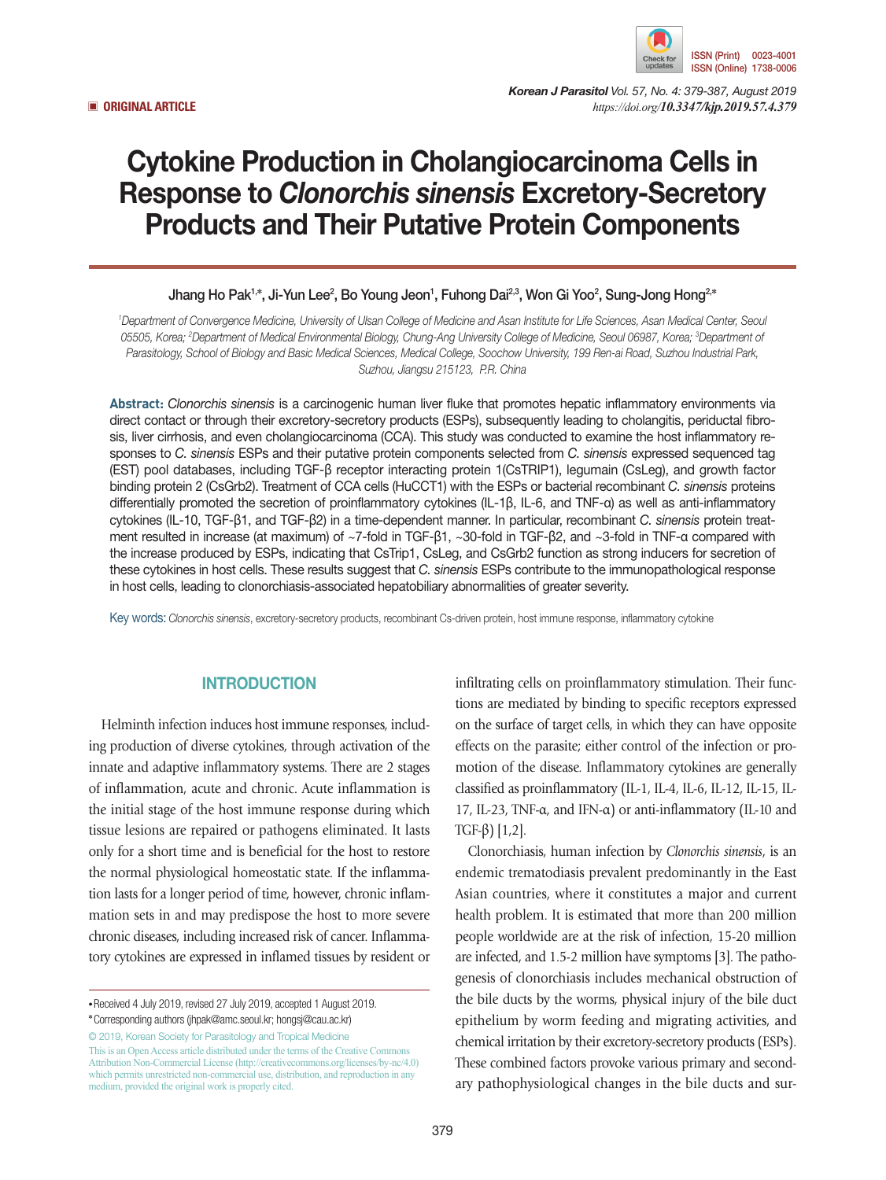▣ ORIGINAL ARTICLE

# Cytokine Production in Cholangiocarcinoma Cells in Response to *Clonorchis sinensis* Excretory-Secretory Products and Their Putative Protein Components

Jhang Ho Pak[1,*], Ji-Yun Lee[2], Bo Young Jeon[1], Fuhong Dai[2,3], Won Gi Yoo[2], Sung-Jong Hong[2,*]

[1]*Department of Convergence Medicine, University of Ulsan College of Medicine and Asan Institute for Life Sciences, Asan Medical Center, Seoul 05505, Korea;* [2]*Department of Medical Environmental Biology, Chung-Ang University College of Medicine, Seoul 06987, Korea;* [3]*Department of Parasitology, School of Biology and Basic Medical Sciences, Medical College, Soochow University, 199 Ren-ai Road, Suzhou Industrial Park, Suzhou, Jiangsu 215123, P.R. China*

**Abstract:** *Clonorchis sinensis* is a carcinogenic human liver fluke that promotes hepatic inflammatory environments via direct contact or through their excretory-secretory products (ESPs), subsequently leading to cholangitis, periductal fibrosis, liver cirrhosis, and even cholangiocarcinoma (CCA). This study was conducted to examine the host inflammatory responses to *C. sinensis* ESPs and their putative protein components selected from *C. sinensis* expressed sequenced tag (EST) pool databases, including TGF-β receptor interacting protein 1(CsTRIP1), legumain (CsLeg), and growth factor binding protein 2 (CsGrb2). Treatment of CCA cells (HuCCT1) with the ESPs or bacterial recombinant *C. sinensis* proteins differentially promoted the secretion of proinflammatory cytokines (IL-1β, IL-6, and TNF-α) as well as anti-inflammatory cytokines (IL-10, TGF-β1, and TGF-β2) in a time-dependent manner. In particular, recombinant *C. sinensis* protein treatment resulted in increase (at maximum) of ~7-fold in TGF-β1, ~30-fold in TGF-β2, and ~3-fold in TNF-α compared with the increase produced by ESPs, indicating that CsTrip1, CsLeg, and CsGrb2 function as strong inducers for secretion of these cytokines in host cells. These results suggest that *C. sinensis* ESPs contribute to the immunopathological response in host cells, leading to clonorchiasis-associated hepatobiliary abnormalities of greater severity.

Key words: *Clonorchis sinensis*, excretory-secretory products, recombinant Cs-driven protein, host immune response, inflammatory cytokine

## INTRODUCTION

Helminth infection induces host immune responses, including production of diverse cytokines, through activation of the innate and adaptive inflammatory systems. There are 2 stages of inflammation, acute and chronic. Acute inflammation is the initial stage of the host immune response during which tissue lesions are repaired or pathogens eliminated. It lasts only for a short time and is beneficial for the host to restore the normal physiological homeostatic state. If the inflammation lasts for a longer period of time, however, chronic inflammation sets in and may predispose the host to more severe chronic diseases, including increased risk of cancer. Inflammatory cytokines are expressed in inflamed tissues by resident or infiltrating cells on proinflammatory stimulation. Their functions are mediated by binding to specific receptors expressed on the surface of target cells, in which they can have opposite effects on the parasite; either control of the infection or promotion of the disease. Inflammatory cytokines are generally classified as proinflammatory (IL-1, IL-4, IL-6, IL-12, IL-15, IL-17, IL-23, TNF-α, and IFN-α) or anti-inflammatory (IL-10 and TGF-β) [1,2].

Clonorchiasis, human infection by *Clonorchis sinensis*, is an endemic trematodiasis prevalent predominantly in the East Asian countries, where it constitutes a major and current health problem. It is estimated that more than 200 million people worldwide are at the risk of infection, 15-20 million are infected, and 1.5-2 million have symptoms [3]. The pathogenesis of clonorchiasis includes mechanical obstruction of the bile ducts by the worms, physical injury of the bile duct epithelium by worm feeding and migrating activities, and chemical irritation by their excretory-secretory products (ESPs). These combined factors provoke various primary and secondary pathophysiological changes in the bile ducts and sur-

• Received 4 July 2019, revised 27 July 2019, accepted 1 August 2019.
* Corresponding authors (jhpak@amc.seoul.kr; hongsj@cau.ac.kr)

© 2019, Korean Society for Parasitology and Tropical Medicine
This is an Open Access article distributed under the terms of the Creative Commons Attribution Non-Commercial License (http://creativecommons.org/licenses/by-nc/4.0) which permits unrestricted non-commercial use, distribution, and reproduction in any medium, provided the original work is properly cited.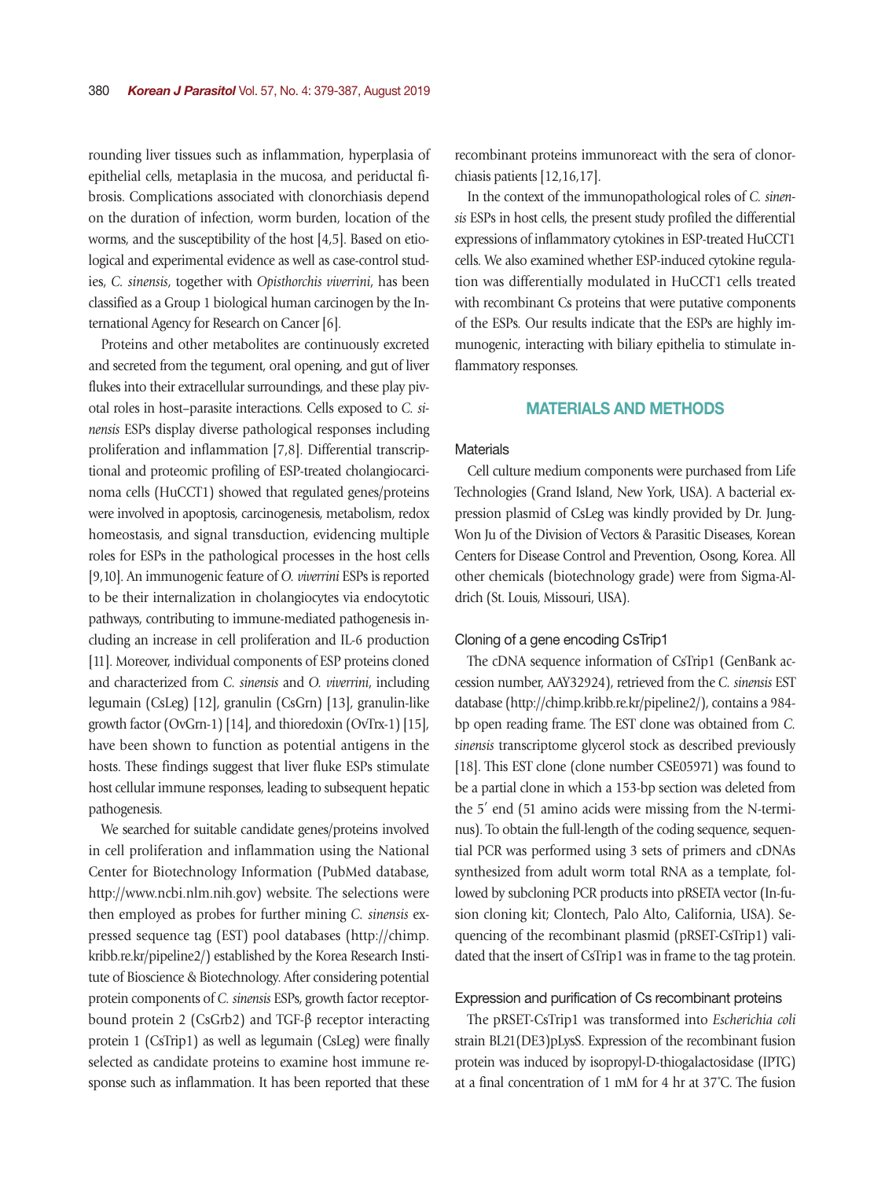rounding liver tissues such as inflammation, hyperplasia of epithelial cells, metaplasia in the mucosa, and periductal fibrosis. Complications associated with clonorchiasis depend on the duration of infection, worm burden, location of the worms, and the susceptibility of the host [4,5]. Based on etiological and experimental evidence as well as case-control studies, *C. sinensis*, together with *Opisthorchis viverrini*, has been classified as a Group 1 biological human carcinogen by the International Agency for Research on Cancer [6].

Proteins and other metabolites are continuously excreted and secreted from the tegument, oral opening, and gut of liver flukes into their extracellular surroundings, and these play pivotal roles in host–parasite interactions. Cells exposed to *C. sinensis* ESPs display diverse pathological responses including proliferation and inflammation [7,8]. Differential transcriptional and proteomic profiling of ESP-treated cholangiocarcinoma cells (HuCCT1) showed that regulated genes/proteins were involved in apoptosis, carcinogenesis, metabolism, redox homeostasis, and signal transduction, evidencing multiple roles for ESPs in the pathological processes in the host cells [9,10]. An immunogenic feature of *O. viverrini* ESPs is reported to be their internalization in cholangiocytes via endocytotic pathways, contributing to immune-mediated pathogenesis including an increase in cell proliferation and IL-6 production [11]. Moreover, individual components of ESP proteins cloned and characterized from *C. sinensis* and *O. viverrini*, including legumain (CsLeg) [12], granulin (CsGrn) [13], granulin-like growth factor (OvGrn-1) [14], and thioredoxin (OvTrx-1) [15], have been shown to function as potential antigens in the hosts. These findings suggest that liver fluke ESPs stimulate host cellular immune responses, leading to subsequent hepatic pathogenesis.

We searched for suitable candidate genes/proteins involved in cell proliferation and inflammation using the National Center for Biotechnology Information (PubMed database, http://www.ncbi.nlm.nih.gov) website. The selections were then employed as probes for further mining *C. sinensis* expressed sequence tag (EST) pool databases (http://chimp.kribb.re.kr/pipeline2/) established by the Korea Research Institute of Bioscience & Biotechnology. After considering potential protein components of *C. sinensis* ESPs, growth factor receptor-bound protein 2 (CsGrb2) and TGF-β receptor interacting protein 1 (CsTrip1) as well as legumain (CsLeg) were finally selected as candidate proteins to examine host immune response such as inflammation. It has been reported that these recombinant proteins immunoreact with the sera of clonorchiasis patients [12,16,17].

In the context of the immunopathological roles of *C. sinensis* ESPs in host cells, the present study profiled the differential expressions of inflammatory cytokines in ESP-treated HuCCT1 cells. We also examined whether ESP-induced cytokine regulation was differentially modulated in HuCCT1 cells treated with recombinant Cs proteins that were putative components of the ESPs. Our results indicate that the ESPs are highly immunogenic, interacting with biliary epithelia to stimulate inflammatory responses.

## MATERIALS AND METHODS

### Materials

Cell culture medium components were purchased from Life Technologies (Grand Island, New York, USA). A bacterial expression plasmid of CsLeg was kindly provided by Dr. Jung-Won Ju of the Division of Vectors & Parasitic Diseases, Korean Centers for Disease Control and Prevention, Osong, Korea. All other chemicals (biotechnology grade) were from Sigma-Aldrich (St. Louis, Missouri, USA).

### Cloning of a gene encoding CsTrip1

The cDNA sequence information of CsTrip1 (GenBank accession number, AAY32924), retrieved from the *C. sinensis* EST database (http://chimp.kribb.re.kr/pipeline2/), contains a 984-bp open reading frame. The EST clone was obtained from *C. sinensis* transcriptome glycerol stock as described previously [18]. This EST clone (clone number CSE05971) was found to be a partial clone in which a 153-bp section was deleted from the 5′ end (51 amino acids were missing from the N-terminus). To obtain the full-length of the coding sequence, sequential PCR was performed using 3 sets of primers and cDNAs synthesized from adult worm total RNA as a template, followed by subcloning PCR products into pRSETA vector (In-fusion cloning kit; Clontech, Palo Alto, California, USA). Sequencing of the recombinant plasmid (pRSET-CsTrip1) validated that the insert of CsTrip1 was in frame to the tag protein.

### Expression and purification of Cs recombinant proteins

The pRSET-CsTrip1 was transformed into *Escherichia coli* strain BL21(DE3)pLysS. Expression of the recombinant fusion protein was induced by isopropyl-D-thiogalactosidase (IPTG) at a final concentration of 1 mM for 4 hr at 37˚C. The fusion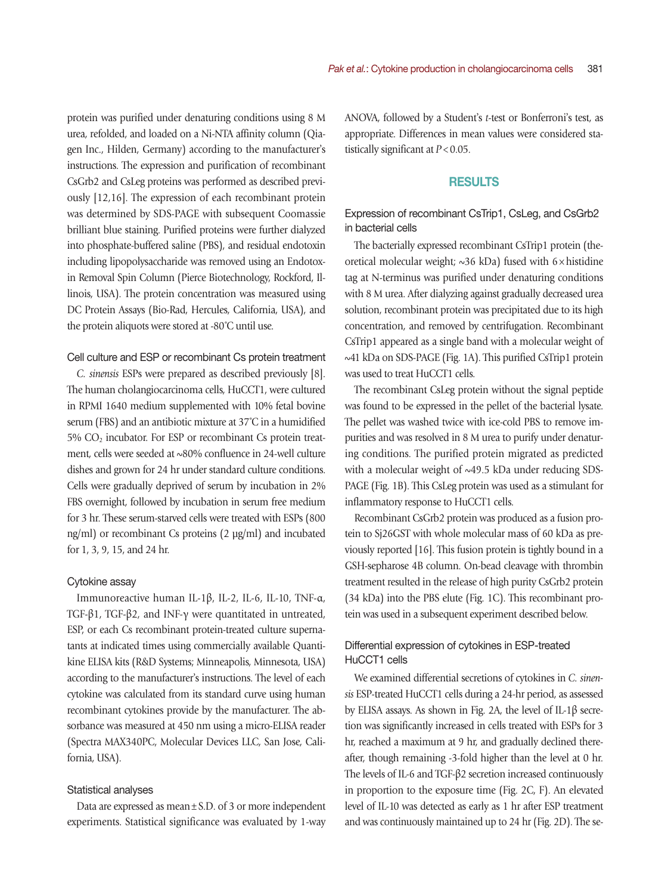protein was purified under denaturing conditions using 8 M urea, refolded, and loaded on a Ni-NTA affinity column (Qiagen Inc., Hilden, Germany) according to the manufacturer's instructions. The expression and purification of recombinant CsGrb2 and CsLeg proteins was performed as described previously [12,16]. The expression of each recombinant protein was determined by SDS-PAGE with subsequent Coomassie brilliant blue staining. Purified proteins were further dialyzed into phosphate-buffered saline (PBS), and residual endotoxin including lipopolysaccharide was removed using an Endotoxin Removal Spin Column (Pierce Biotechnology, Rockford, Illinois, USA). The protein concentration was measured using DC Protein Assays (Bio-Rad, Hercules, California, USA), and the protein aliquots were stored at -80˚C until use.

### Cell culture and ESP or recombinant Cs protein treatment

*C. sinensis* ESPs were prepared as described previously [8]. The human cholangiocarcinoma cells, HuCCT1, were cultured in RPMI 1640 medium supplemented with 10% fetal bovine serum (FBS) and an antibiotic mixture at 37˚C in a humidified 5% $CO_2$ incubator. For ESP or recombinant Cs protein treatment, cells were seeded at ~80% confluence in 24-well culture dishes and grown for 24 hr under standard culture conditions. Cells were gradually deprived of serum by incubation in 2% FBS overnight, followed by incubation in serum free medium for 3 hr. These serum-starved cells were treated with ESPs (800 ng/ml) or recombinant Cs proteins (2 µg/ml) and incubated for 1, 3, 9, 15, and 24 hr.

### Cytokine assay

Immunoreactive human IL-1β, IL-2, IL-6, IL-10, TNF-α, TGF-β1, TGF-β2, and INF-γ were quantitated in untreated, ESP, or each Cs recombinant protein-treated culture supernatants at indicated times using commercially available Quantikine ELISA kits (R&D Systems; Minneapolis, Minnesota, USA) according to the manufacturer's instructions. The level of each cytokine was calculated from its standard curve using human recombinant cytokines provide by the manufacturer. The absorbance was measured at 450 nm using a micro-ELISA reader (Spectra MAX340PC, Molecular Devices LLC, San Jose, California, USA).

### Statistical analyses

Data are expressed as mean ± S.D. of 3 or more independent experiments. Statistical significance was evaluated by 1-way ANOVA, followed by a Student's *t*-test or Bonferroni's test, as appropriate. Differences in mean values were considered statistically significant at $P < 0.05$.

## RESULTS

### Expression of recombinant CsTrip1, CsLeg, and CsGrb2 in bacterial cells

The bacterially expressed recombinant CsTrip1 protein (theoretical molecular weight; ~36 kDa) fused with 6 × histidine tag at N-terminus was purified under denaturing conditions with 8 M urea. After dialyzing against gradually decreased urea solution, recombinant protein was precipitated due to its high concentration, and removed by centrifugation. Recombinant CsTrip1 appeared as a single band with a molecular weight of ~41 kDa on SDS-PAGE (Fig. 1A). This purified CsTrip1 protein was used to treat HuCCT1 cells.

The recombinant CsLeg protein without the signal peptide was found to be expressed in the pellet of the bacterial lysate. The pellet was washed twice with ice-cold PBS to remove impurities and was resolved in 8 M urea to purify under denaturing conditions. The purified protein migrated as predicted with a molecular weight of ~49.5 kDa under reducing SDS-PAGE (Fig. 1B). This CsLeg protein was used as a stimulant for inflammatory response to HuCCT1 cells.

Recombinant CsGrb2 protein was produced as a fusion protein to Sj26GST with whole molecular mass of 60 kDa as previously reported [16]. This fusion protein is tightly bound in a GSH-sepharose 4B column. On-bead cleavage with thrombin treatment resulted in the release of high purity CsGrb2 protein (34 kDa) into the PBS elute (Fig. 1C). This recombinant protein was used in a subsequent experiment described below.

### Differential expression of cytokines in ESP-treated HuCCT1 cells

We examined differential secretions of cytokines in *C. sinensis* ESP-treated HuCCT1 cells during a 24-hr period, as assessed by ELISA assays. As shown in Fig. 2A, the level of IL-1β secretion was significantly increased in cells treated with ESPs for 3 hr, reached a maximum at 9 hr, and gradually declined thereafter, though remaining -3-fold higher than the level at 0 hr. The levels of IL-6 and TGF-β2 secretion increased continuously in proportion to the exposure time (Fig. 2C, F). An elevated level of IL-10 was detected as early as 1 hr after ESP treatment and was continuously maintained up to 24 hr (Fig. 2D). The se-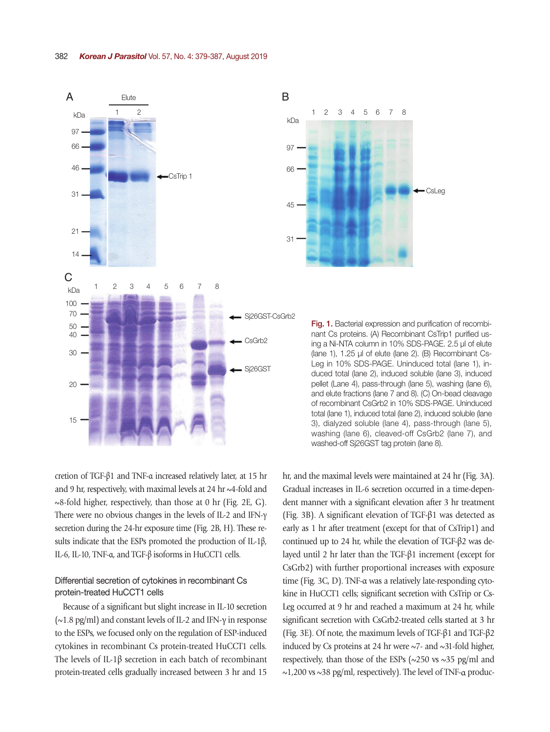Fig. 1. Bacterial expression and purification of recombinant Cs proteins. (A) Recombinant CsTrip1 purified using a Ni-NTA column in 10% SDS-PAGE. 2.5 µl of elute (lane 1), 1.25 µl of elute (lane 2). (B) Recombinant CsLeg in 10% SDS-PAGE. Uninduced total (lane 1), induced total (lane 2), induced soluble (lane 3), induced pellet (Lane 4), pass-through (lane 5), washing (lane 6), and elute fractions (lane 7 and 8). (C) On-bead cleavage of recombinant CsGrb2 in 10% SDS-PAGE. Uninduced total (lane 1), induced total (lane 2), induced soluble (lane 3), dialyzed soluble (lane 4), pass-through (lane 5), washing (lane 6), cleaved-off CsGrb2 (lane 7), and washed-off Sj26GST tag protein (lane 8).

cretion of TGF-β1 and TNF-α increased relatively later, at 15 hr and 9 hr, respectively, with maximal levels at 24 hr ~4-fold and ~8-fold higher, respectively, than those at 0 hr (Fig. 2E, G). There were no obvious changes in the levels of IL-2 and IFN-γ secretion during the 24-hr exposure time (Fig. 2B, H). These results indicate that the ESPs promoted the production of IL-1β, IL-6, IL-10, TNF-α, and TGF-β isoforms in HuCCT1 cells.

## Differential secretion of cytokines in recombinant Cs protein-treated HuCCT1 cells

Because of a significant but slight increase in IL-10 secretion (~1.8 pg/ml) and constant levels of IL-2 and IFN-γ in response to the ESPs, we focused only on the regulation of ESP-induced cytokines in recombinant Cs protein-treated HuCCT1 cells. The levels of IL-1β secretion in each batch of recombinant protein-treated cells gradually increased between 3 hr and 15 hr, and the maximal levels were maintained at 24 hr (Fig. 3A). Gradual increases in IL-6 secretion occurred in a time-dependent manner with a significant elevation after 3 hr treatment (Fig. 3B). A significant elevation of TGF-β1 was detected as early as 1 hr after treatment (except for that of CsTrip1) and continued up to 24 hr, while the elevation of TGF-β2 was delayed until 2 hr later than the TGF-β1 increment (except for CsGrb2) with further proportional increases with exposure time (Fig. 3C, D). TNF-α was a relatively late-responding cytokine in HuCCT1 cells; significant secretion with CsTrip or CsLeg occurred at 9 hr and reached a maximum at 24 hr, while significant secretion with CsGrb2-treated cells started at 3 hr (Fig. 3E). Of note, the maximum levels of TGF-β1 and TGF-β2 induced by Cs proteins at 24 hr were ~7- and ~31-fold higher, respectively, than those of the ESPs (~250 vs ~35 pg/ml and ~1,200 vs ~38 pg/ml, respectively). The level of TNF-α produc-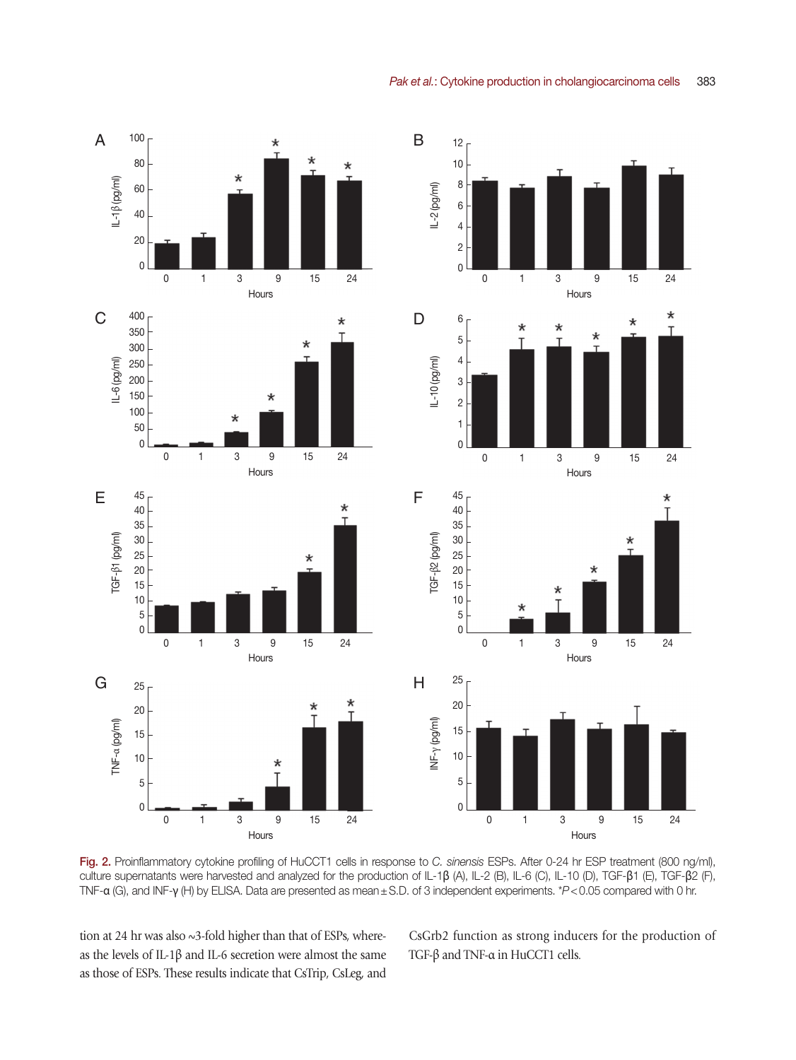Fig. 2. Proinflammatory cytokine profiling of HuCCT1 cells in response to *C. sinensis* ESPs. After 0-24 hr ESP treatment (800 ng/ml), culture supernatants were harvested and analyzed for the production of IL-1β (A), IL-2 (B), IL-6 (C), IL-10 (D), TGF-β1 (E), TGF-β2 (F), TNF-α (G), and INF-γ (H) by ELISA. Data are presented as mean ± S.D. of 3 independent experiments. *$P < 0.05$ compared with 0 hr.

tion at 24 hr was also ~3-fold higher than that of ESPs, whereas the levels of IL-1β and IL-6 secretion were almost the same as those of ESPs. These results indicate that CsTrip, CsLeg, and CsGrb2 function as strong inducers for the production of TGF-β and TNF-α in HuCCT1 cells.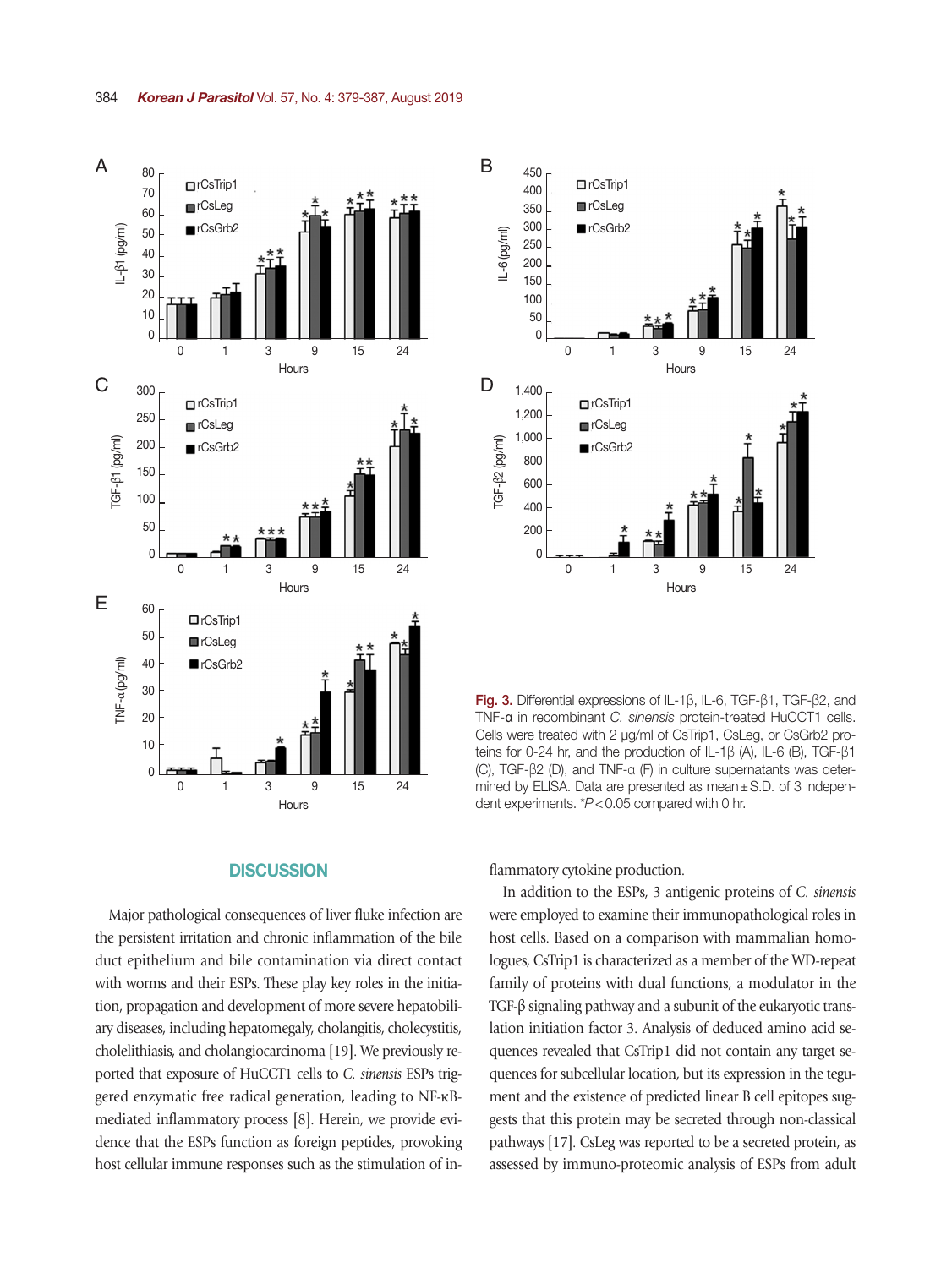Fig. 3. Differential expressions of IL-1β, IL-6, TGF-β1, TGF-β2, and TNF-α in recombinant *C. sinensis* protein-treated HuCCT1 cells. Cells were treated with 2 μg/ml of CsTrip1, CsLeg, or CsGrb2 proteins for 0-24 hr, and the production of IL-1β (A), IL-6 (B), TGF-β1 (C), TGF-β2 (D), and TNF-α (F) in culture supernatants was determined by ELISA. Data are presented as mean ± S.D. of 3 independent experiments. $^{*}P < 0.05$ compared with 0 hr.

## DISCUSSION

Major pathological consequences of liver fluke infection are the persistent irritation and chronic inflammation of the bile duct epithelium and bile contamination via direct contact with worms and their ESPs. These play key roles in the initiation, propagation and development of more severe hepatobiliary diseases, including hepatomegaly, cholangitis, cholecystitis, cholelithiasis, and cholangiocarcinoma [19]. We previously reported that exposure of HuCCT1 cells to *C. sinensis* ESPs triggered enzymatic free radical generation, leading to NF-κB-mediated inflammatory process [8]. Herein, we provide evidence that the ESPs function as foreign peptides, provoking host cellular immune responses such as the stimulation of inflammatory cytokine production.

In addition to the ESPs, 3 antigenic proteins of *C. sinensis* were employed to examine their immunopathological roles in host cells. Based on a comparison with mammalian homologues, CsTrip1 is characterized as a member of the WD-repeat family of proteins with dual functions, a modulator in the TGF-β signaling pathway and a subunit of the eukaryotic translation initiation factor 3. Analysis of deduced amino acid sequences revealed that CsTrip1 did not contain any target sequences for subcellular location, but its expression in the tegument and the existence of predicted linear B cell epitopes suggests that this protein may be secreted through non-classical pathways [17]. CsLeg was reported to be a secreted protein, as assessed by immuno-proteomic analysis of ESPs from adult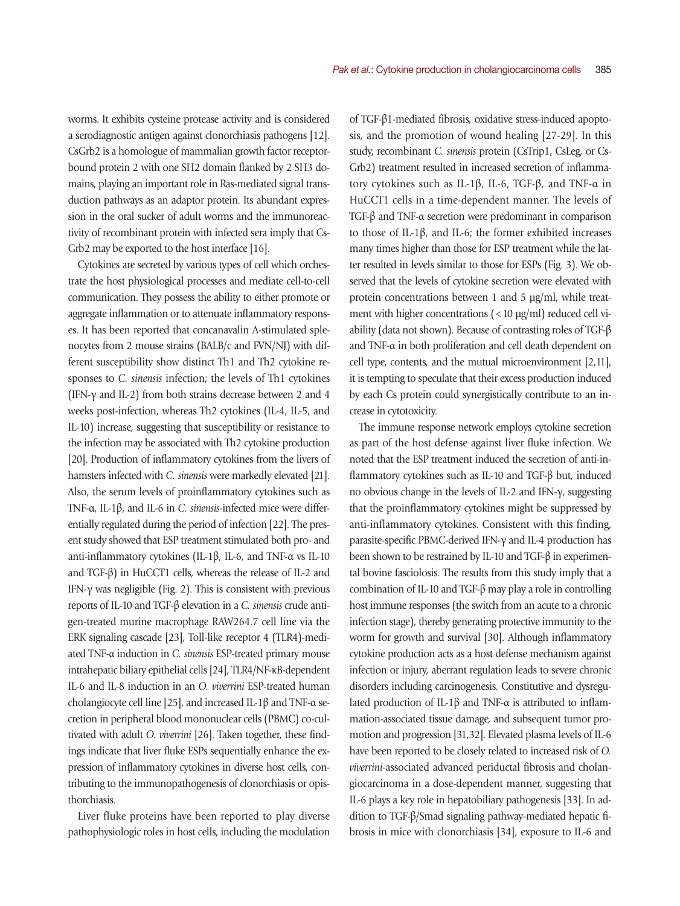worms. It exhibits cysteine protease activity and is considered a serodiagnostic antigen against clonorchiasis pathogens [12]. CsGrb2 is a homologue of mammalian growth factor receptor-bound protein 2 with one SH2 domain flanked by 2 SH3 domains, playing an important role in Ras-mediated signal transduction pathways as an adaptor protein. Its abundant expression in the oral sucker of adult worms and the immunoreactivity of recombinant protein with infected sera imply that CsGrb2 may be exported to the host interface [16].

Cytokines are secreted by various types of cell which orchestrate the host physiological processes and mediate cell-to-cell communication. They possess the ability to either promote or aggregate inflammation or to attenuate inflammatory responses. It has been reported that concanavalin A-stimulated splenocytes from 2 mouse strains (BALB/c and FVN/NJ) with different susceptibility show distinct Th1 and Th2 cytokine responses to *C. sinensis* infection; the levels of Th1 cytokines (IFN-γ and IL-2) from both strains decrease between 2 and 4 weeks post-infection, whereas Th2 cytokines (IL-4, IL-5, and IL-10) increase, suggesting that susceptibility or resistance to the infection may be associated with Th2 cytokine production [20]. Production of inflammatory cytokines from the livers of hamsters infected with *C. sinensis* were markedly elevated [21]. Also, the serum levels of proinflammatory cytokines such as TNF-α, IL-1β, and IL-6 in *C. sinensis*-infected mice were differentially regulated during the period of infection [22]. The present study showed that ESP treatment stimulated both pro- and anti-inflammatory cytokines (IL-1β, IL-6, and TNF-α vs IL-10 and TGF-β) in HuCCT1 cells, whereas the release of IL-2 and IFN-γ was negligible (Fig. 2). This is consistent with previous reports of IL-10 and TGF-β elevation in a *C. sinensis* crude antigen-treated murine macrophage RAW264.7 cell line via the ERK signaling cascade [23], Toll-like receptor 4 (TLR4)-mediated TNF-α induction in *C. sinensis* ESP-treated primary mouse intrahepatic biliary epithelial cells [24], TLR4/NF-κB-dependent IL-6 and IL-8 induction in an *O. viverrini* ESP-treated human cholangiocyte cell line [25], and increased IL-1β and TNF-α secretion in peripheral blood mononuclear cells (PBMC) co-cultivated with adult *O. viverrini* [26]. Taken together, these findings indicate that liver fluke ESPs sequentially enhance the expression of inflammatory cytokines in diverse host cells, contributing to the immunopathogenesis of clonorchiasis or opisthorchiasis.

Liver fluke proteins have been reported to play diverse pathophysiologic roles in host cells, including the modulation of TGF-β1-mediated fibrosis, oxidative stress-induced apoptosis, and the promotion of wound healing [27-29]. In this study, recombinant *C. sinensis* protein (CsTrip1, CsLeg, or CsGrb2) treatment resulted in increased secretion of inflammatory cytokines such as IL-1β, IL-6, TGF-β, and TNF-α in HuCCT1 cells in a time-dependent manner. The levels of TGF-β and TNF-α secretion were predominant in comparison to those of IL-1β, and IL-6; the former exhibited increases many times higher than those for ESP treatment while the latter resulted in levels similar to those for ESPs (Fig. 3). We observed that the levels of cytokine secretion were elevated with protein concentrations between 1 and 5 μg/ml, while treatment with higher concentrations (< 10 μg/ml) reduced cell viability (data not shown). Because of contrasting roles of TGF-β and TNF-α in both proliferation and cell death dependent on cell type, contents, and the mutual microenvironment [2,11], it is tempting to speculate that their excess production induced by each Cs protein could synergistically contribute to an increase in cytotoxicity.

The immune response network employs cytokine secretion as part of the host defense against liver fluke infection. We noted that the ESP treatment induced the secretion of anti-inflammatory cytokines such as IL-10 and TGF-β but, induced no obvious change in the levels of IL-2 and IFN-γ, suggesting that the proinflammatory cytokines might be suppressed by anti-inflammatory cytokines. Consistent with this finding, parasite-specific PBMC-derived IFN-γ and IL-4 production has been shown to be restrained by IL-10 and TGF-β in experimental bovine fasciolosis. The results from this study imply that a combination of IL-10 and TGF-β may play a role in controlling host immune responses (the switch from an acute to a chronic infection stage), thereby generating protective immunity to the worm for growth and survival [30]. Although inflammatory cytokine production acts as a host defense mechanism against infection or injury, aberrant regulation leads to severe chronic disorders including carcinogenesis. Constitutive and dysregulated production of IL-1β and TNF-α is attributed to inflammation-associated tissue damage, and subsequent tumor promotion and progression [31,32]. Elevated plasma levels of IL-6 have been reported to be closely related to increased risk of *O. viverrini*-associated advanced periductal fibrosis and cholangiocarcinoma in a dose-dependent manner, suggesting that IL-6 plays a key role in hepatobiliary pathogenesis [33]. In addition to TGF-β/Smad signaling pathway-mediated hepatic fibrosis in mice with clonorchiasis [34], exposure to IL-6 and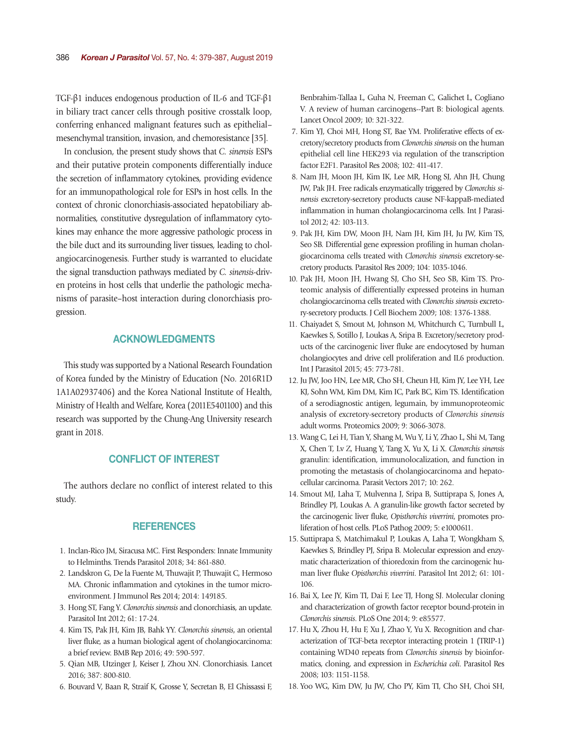TGF-β1 induces endogenous production of IL-6 and TGF-β1 in biliary tract cancer cells through positive crosstalk loop, conferring enhanced malignant features such as epithelial–mesenchymal transition, invasion, and chemoresistance [35].

In conclusion, the present study shows that *C. sinensis* ESPs and their putative protein components differentially induce the secretion of inflammatory cytokines, providing evidence for an immunopathological role for ESPs in host cells. In the context of chronic clonorchiasis-associated hepatobiliary abnormalities, constitutive dysregulation of inflammatory cytokines may enhance the more aggressive pathologic process in the bile duct and its surrounding liver tissues, leading to cholangiocarcinogenesis. Further study is warranted to elucidate the signal transduction pathways mediated by *C. sinensis*-driven proteins in host cells that underlie the pathologic mechanisms of parasite–host interaction during clonorchiasis progression.

## ACKNOWLEDGMENTS

This study was supported by a National Research Foundation of Korea funded by the Ministry of Education (No. 2016R1D1A1A02937406) and the Korea National Institute of Health, Ministry of Health and Welfare, Korea (2011E5401100) and this research was supported by the Chung-Ang University research grant in 2018.

## CONFLICT OF INTEREST

The authors declare no conflict of interest related to this study.

## REFERENCES

1. Inclan-Rico JM, Siracusa MC. First Responders: Innate Immunity to Helminths. Trends Parasitol 2018; 34: 861-880.
2. Landskron G, De la Fuente M, Thuwajit P, Thuwajit C, Hermoso MA. Chronic inflammation and cytokines in the tumor microenvironment. J Immunol Res 2014; 2014: 149185.
3. Hong ST, Fang Y. *Clonorchis sinensis* and clonorchiasis, an update. Parasitol Int 2012; 61: 17-24.
4. Kim TS, Pak JH, Kim JB, Bahk YY. *Clonorchis sinensis*, an oriental liver fluke, as a human biological agent of cholangiocarcinoma: a brief review. BMB Rep 2016; 49: 590-597.
5. Qian MB, Utzinger J, Keiser J, Zhou XN. Clonorchiasis. Lancet 2016; 387: 800-810.
6. Bouvard V, Baan R, Straif K, Grosse Y, Secretan B, El Ghissassi F, Benbrahim-Tallaa L, Guha N, Freeman C, Galichet L, Cogliano V. A review of human carcinogens--Part B: biological agents. Lancet Oncol 2009; 10: 321-322.
7. Kim YJ, Choi MH, Hong ST, Bae YM. Proliferative effects of excretory/secretory products from *Clonorchis sinensis* on the human epithelial cell line HEK293 via regulation of the transcription factor E2F1. Parasitol Res 2008; 102: 411-417.
8. Nam JH, Moon JH, Kim IK, Lee MR, Hong SJ, Ahn JH, Chung JW, Pak JH. Free radicals enzymatically triggered by *Clonorchis sinensis* excretory-secretory products cause NF-kappaB-mediated inflammation in human cholangiocarcinoma cells. Int J Parasitol 2012; 42: 103-113.
9. Pak JH, Kim DW, Moon JH, Nam JH, Kim JH, Ju JW, Kim TS, Seo SB. Differential gene expression profiling in human cholangiocarcinoma cells treated with *Clonorchis sinensis* excretory-secretory products. Parasitol Res 2009; 104: 1035-1046.
10. Pak JH, Moon JH, Hwang SJ, Cho SH, Seo SB, Kim TS. Proteomic analysis of differentially expressed proteins in human cholangiocarcinoma cells treated with *Clonorchis sinensis* excretory-secretory products. J Cell Biochem 2009; 108: 1376-1388.
11. Chaiyadet S, Smout M, Johnson M, Whitchurch C, Turnbull L, Kaewkes S, Sotillo J, Loukas A, Sripa B. Excretory/secretory products of the carcinogenic liver fluke are endocytosed by human cholangiocytes and drive cell proliferation and IL6 production. Int J Parasitol 2015; 45: 773-781.
12. Ju JW, Joo HN, Lee MR, Cho SH, Cheun HI, Kim JY, Lee YH, Lee KJ, Sohn WM, Kim DM, Kim IC, Park BC, Kim TS. Identification of a serodiagnostic antigen, legumain, by immunoproteomic analysis of excretory-secretory products of *Clonorchis sinensis* adult worms. Proteomics 2009; 9: 3066-3078.
13. Wang C, Lei H, Tian Y, Shang M, Wu Y, Li Y, Zhao L, Shi M, Tang X, Chen T, Lv Z, Huang Y, Tang X, Yu X, Li X. *Clonorchis sinensis* granulin: identification, immunolocalization, and function in promoting the metastasis of cholangiocarcinoma and hepatocellular carcinoma. Parasit Vectors 2017; 10: 262.
14. Smout MJ, Laha T, Mulvenna J, Sripa B, Suttiprapa S, Jones A, Brindley PJ, Loukas A. A granulin-like growth factor secreted by the carcinogenic liver fluke, *Opisthorchis viverrini*, promotes proliferation of host cells. PLoS Pathog 2009; 5: e1000611.
15. Suttiprapa S, Matchimakul P, Loukas A, Laha T, Wongkham S, Kaewkes S, Brindley PJ, Sripa B. Molecular expression and enzymatic characterization of thioredoxin from the carcinogenic human liver fluke *Opisthorchis viverrini*. Parasitol Int 2012; 61: 101-106.
16. Bai X, Lee JY, Kim TI, Dai F, Lee TJ, Hong SJ. Molecular cloning and characterization of growth factor receptor bound-protein in *Clonorchis sinensis*. PLoS One 2014; 9: e85577.
17. Hu X, Zhou H, Hu F, Xu J, Zhao Y, Yu X. Recognition and characterization of TGF-beta receptor interacting protein 1 (TRIP-1) containing WD40 repeats from *Clonorchis sinensis* by bioinformatics, cloning, and expression in *Escherichia coli*. Parasitol Res 2008; 103: 1151-1158.
18. Yoo WG, Kim DW, Ju JW, Cho PY, Kim TI, Cho SH, Choi SH,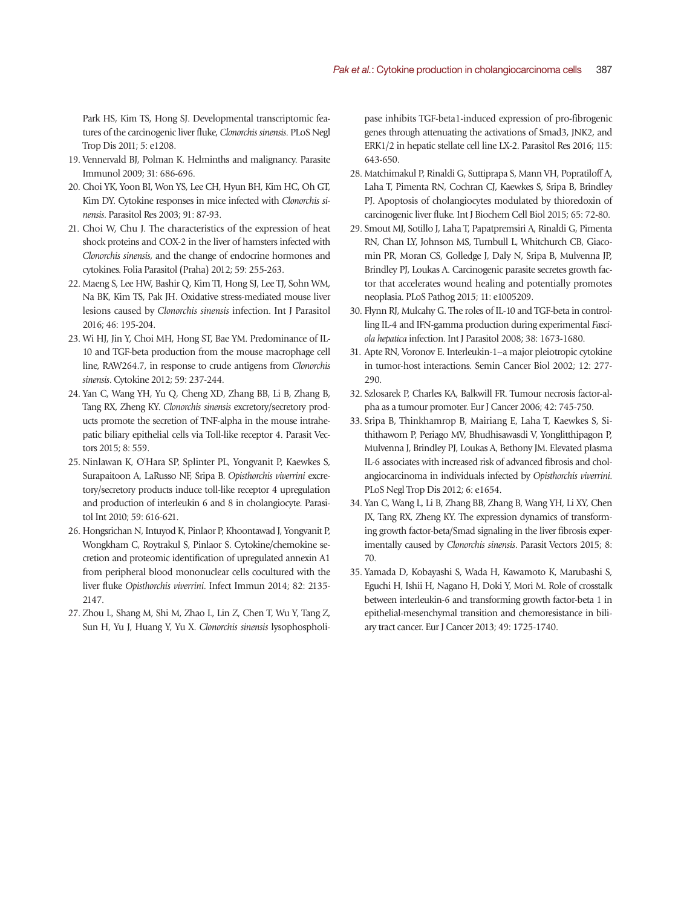Park HS, Kim TS, Hong SJ. Developmental transcriptomic features of the carcinogenic liver fluke, *Clonorchis sinensis*. PLoS Negl Trop Dis 2011; 5: e1208.

19. Vennervald BJ, Polman K. Helminths and malignancy. Parasite Immunol 2009; 31: 686-696.
20. Choi YK, Yoon BI, Won YS, Lee CH, Hyun BH, Kim HC, Oh GT, Kim DY. Cytokine responses in mice infected with *Clonorchis sinensis*. Parasitol Res 2003; 91: 87-93.
21. Choi W, Chu J. The characteristics of the expression of heat shock proteins and COX-2 in the liver of hamsters infected with *Clonorchis sinensis*, and the change of endocrine hormones and cytokines. Folia Parasitol (Praha) 2012; 59: 255-263.
22. Maeng S, Lee HW, Bashir Q, Kim TI, Hong SJ, Lee TJ, Sohn WM, Na BK, Kim TS, Pak JH. Oxidative stress-mediated mouse liver lesions caused by *Clonorchis sinensis* infection. Int J Parasitol 2016; 46: 195-204.
23. Wi HJ, Jin Y, Choi MH, Hong ST, Bae YM. Predominance of IL-10 and TGF-beta production from the mouse macrophage cell line, RAW264.7, in response to crude antigens from *Clonorchis sinensis*. Cytokine 2012; 59: 237-244.
24. Yan C, Wang YH, Yu Q, Cheng XD, Zhang BB, Li B, Zhang B, Tang RX, Zheng KY. *Clonorchis sinensis* excretory/secretory products promote the secretion of TNF-alpha in the mouse intrahepatic biliary epithelial cells via Toll-like receptor 4. Parasit Vectors 2015; 8: 559.
25. Ninlawan K, O'Hara SP, Splinter PL, Yongvanit P, Kaewkes S, Surapaitoon A, LaRusso NF, Sripa B. *Opisthorchis viverrini* excretory/secretory products induce toll-like receptor 4 upregulation and production of interleukin 6 and 8 in cholangiocyte. Parasitol Int 2010; 59: 616-621.
26. Hongsrichan N, Intuyod K, Pinlaor P, Khoontawad J, Yongvanit P, Wongkham C, Roytrakul S, Pinlaor S. Cytokine/chemokine secretion and proteomic identification of upregulated annexin A1 from peripheral blood mononuclear cells cocultured with the liver fluke *Opisthorchis viverrini*. Infect Immun 2014; 82: 2135-2147.
27. Zhou L, Shang M, Shi M, Zhao L, Lin Z, Chen T, Wu Y, Tang Z, Sun H, Yu J, Huang Y, Yu X. *Clonorchis sinensis* lysophospholipase inhibits TGF-beta1-induced expression of pro-fibrogenic genes through attenuating the activations of Smad3, JNK2, and ERK1/2 in hepatic stellate cell line LX-2. Parasitol Res 2016; 115: 643-650.
28. Matchimakul P, Rinaldi G, Suttiprapa S, Mann VH, Popratiloff A, Laha T, Pimenta RN, Cochran CJ, Kaewkes S, Sripa B, Brindley PJ. Apoptosis of cholangiocytes modulated by thioredoxin of carcinogenic liver fluke. Int J Biochem Cell Biol 2015; 65: 72-80.
29. Smout MJ, Sotillo J, Laha T, Papatpremsiri A, Rinaldi G, Pimenta RN, Chan LY, Johnson MS, Turnbull L, Whitchurch CB, Giacomin PR, Moran CS, Golledge J, Daly N, Sripa B, Mulvenna JP, Brindley PJ, Loukas A. Carcinogenic parasite secretes growth factor that accelerates wound healing and potentially promotes neoplasia. PLoS Pathog 2015; 11: e1005209.
30. Flynn RJ, Mulcahy G. The roles of IL-10 and TGF-beta in controlling IL-4 and IFN-gamma production during experimental *Fasciola hepatica* infection. Int J Parasitol 2008; 38: 1673-1680.
31. Apte RN, Voronov E. Interleukin-1--a major pleiotropic cytokine in tumor-host interactions. Semin Cancer Biol 2002; 12: 277-290.
32. Szlosarek P, Charles KA, Balkwill FR. Tumour necrosis factor-alpha as a tumour promoter. Eur J Cancer 2006; 42: 745-750.
33. Sripa B, Thinkhamrop B, Mairiang E, Laha T, Kaewkes S, Sithithaworn P, Periago MV, Bhudhisawasdi V, Yonglitthipagon P, Mulvenna J, Brindley PJ, Loukas A, Bethony JM. Elevated plasma IL-6 associates with increased risk of advanced fibrosis and cholangiocarcinoma in individuals infected by *Opisthorchis viverrini*. PLoS Negl Trop Dis 2012; 6: e1654.
34. Yan C, Wang L, Li B, Zhang BB, Zhang B, Wang YH, Li XY, Chen JX, Tang RX, Zheng KY. The expression dynamics of transforming growth factor-beta/Smad signaling in the liver fibrosis experimentally caused by *Clonorchis sinensis*. Parasit Vectors 2015; 8: 70.
35. Yamada D, Kobayashi S, Wada H, Kawamoto K, Marubashi S, Eguchi H, Ishii H, Nagano H, Doki Y, Mori M. Role of crosstalk between interleukin-6 and transforming growth factor-beta 1 in epithelial-mesenchymal transition and chemoresistance in biliary tract cancer. Eur J Cancer 2013; 49: 1725-1740.